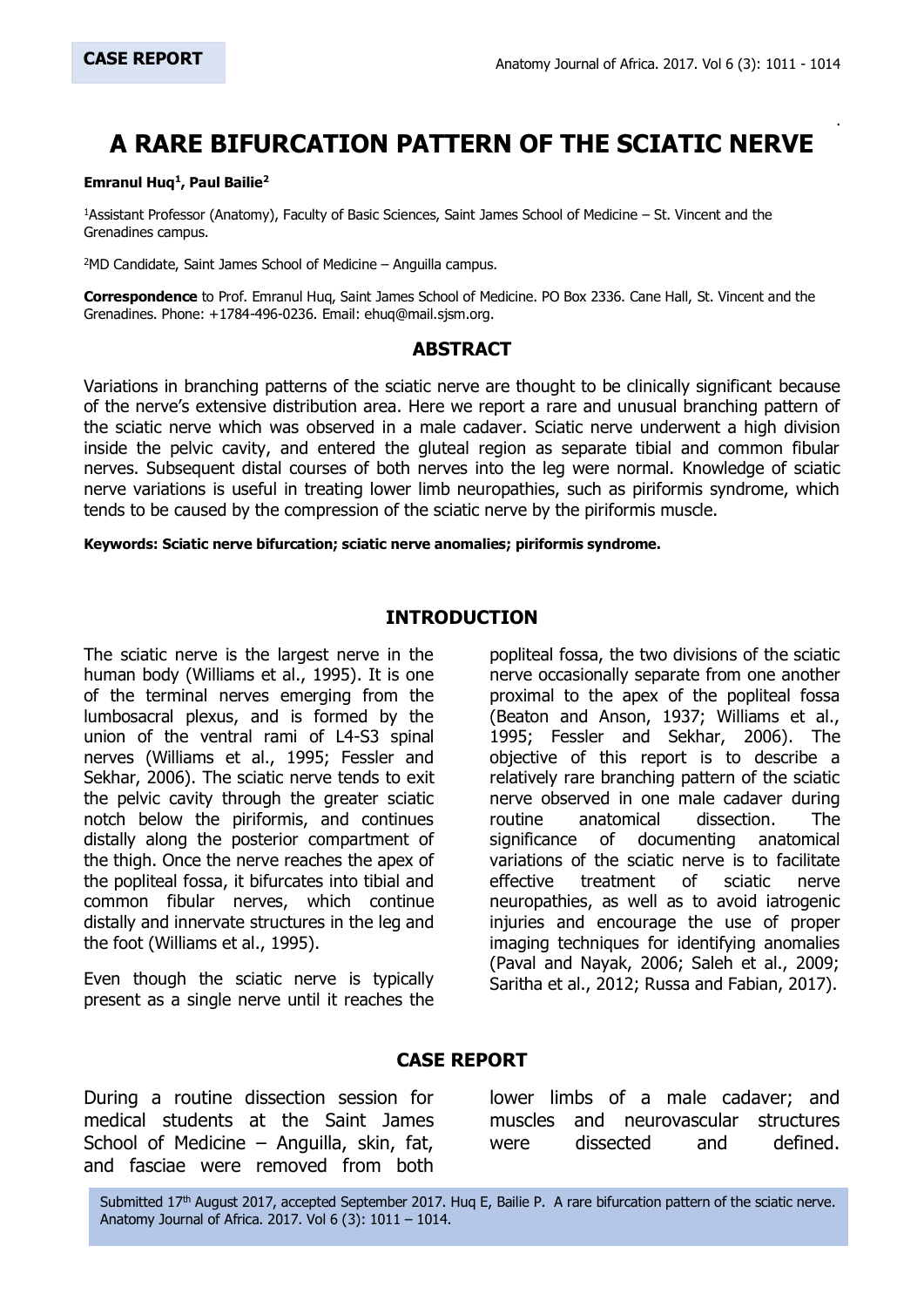**CASE REPORT**

# A RARE BIFURCATION PATTERN OF THE SCIATIC NERVE

**Emranul Huq[1], Paul Bailie[2]**

[1]Assistant Professor (Anatomy), Faculty of Basic Sciences, Saint James School of Medicine – St. Vincent and the Grenadines campus.

[2]MD Candidate, Saint James School of Medicine – Anguilla campus.

**Correspondence** to Prof. Emranul Huq, Saint James School of Medicine. PO Box 2336. Cane Hall, St. Vincent and the Grenadines. Phone: +1784-496-0236. Email: ehuq@mail.sjsm.org.

## ABSTRACT

Variations in branching patterns of the sciatic nerve are thought to be clinically significant because of the nerve's extensive distribution area. Here we report a rare and unusual branching pattern of the sciatic nerve which was observed in a male cadaver. Sciatic nerve underwent a high division inside the pelvic cavity, and entered the gluteal region as separate tibial and common fibular nerves. Subsequent distal courses of both nerves into the leg were normal. Knowledge of sciatic nerve variations is useful in treating lower limb neuropathies, such as piriformis syndrome, which tends to be caused by the compression of the sciatic nerve by the piriformis muscle.

**Keywords: Sciatic nerve bifurcation; sciatic nerve anomalies; piriformis syndrome.**

## INTRODUCTION

The sciatic nerve is the largest nerve in the human body (Williams et al., 1995). It is one of the terminal nerves emerging from the lumbosacral plexus, and is formed by the union of the ventral rami of L4-S3 spinal nerves (Williams et al., 1995; Fessler and Sekhar, 2006). The sciatic nerve tends to exit the pelvic cavity through the greater sciatic notch below the piriformis, and continues distally along the posterior compartment of the thigh. Once the nerve reaches the apex of the popliteal fossa, it bifurcates into tibial and common fibular nerves, which continue distally and innervate structures in the leg and the foot (Williams et al., 1995).

Even though the sciatic nerve is typically present as a single nerve until it reaches the popliteal fossa, the two divisions of the sciatic nerve occasionally separate from one another proximal to the apex of the popliteal fossa (Beaton and Anson, 1937; Williams et al., 1995; Fessler and Sekhar, 2006). The objective of this report is to describe a relatively rare branching pattern of the sciatic nerve observed in one male cadaver during routine anatomical dissection. The significance of documenting anatomical variations of the sciatic nerve is to facilitate effective treatment of sciatic nerve neuropathies, as well as to avoid iatrogenic injuries and encourage the use of proper imaging techniques for identifying anomalies (Paval and Nayak, 2006; Saleh et al., 2009; Saritha et al., 2012; Russa and Fabian, 2017).

## CASE REPORT

During a routine dissection session for medical students at the Saint James School of Medicine – Anguilla, skin, fat, and fasciae were removed from both lower limbs of a male cadaver; and muscles and neurovascular structures were dissected and defined.

Submitted 17th August 2017, accepted September 2017. Huq E, Bailie P. A rare bifurcation pattern of the sciatic nerve. Anatomy Journal of Africa. 2017. Vol 6 (3): 1011 – 1014.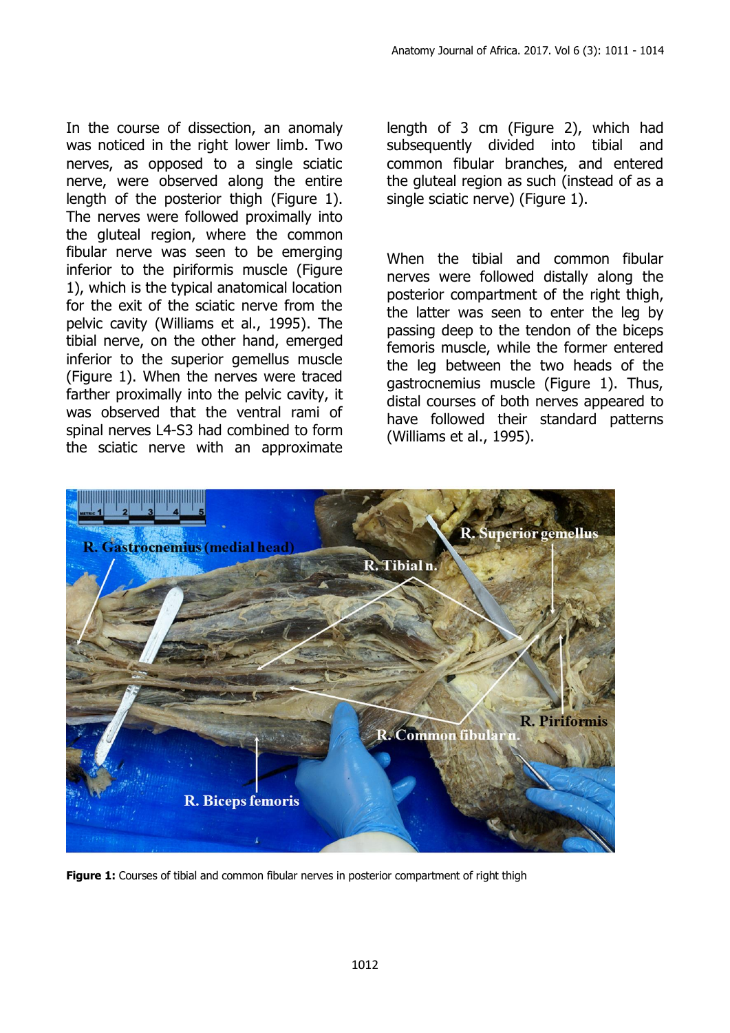In the course of dissection, an anomaly was noticed in the right lower limb. Two nerves, as opposed to a single sciatic nerve, were observed along the entire length of the posterior thigh (Figure 1). The nerves were followed proximally into the gluteal region, where the common fibular nerve was seen to be emerging inferior to the piriformis muscle (Figure 1), which is the typical anatomical location for the exit of the sciatic nerve from the pelvic cavity (Williams et al., 1995). The tibial nerve, on the other hand, emerged inferior to the superior gemellus muscle (Figure 1). When the nerves were traced farther proximally into the pelvic cavity, it was observed that the ventral rami of spinal nerves L4-S3 had combined to form the sciatic nerve with an approximate length of 3 cm (Figure 2), which had subsequently divided into tibial and common fibular branches, and entered the gluteal region as such (instead of as a single sciatic nerve) (Figure 1).

When the tibial and common fibular nerves were followed distally along the posterior compartment of the right thigh, the latter was seen to enter the leg by passing deep to the tendon of the biceps femoris muscle, while the former entered the leg between the two heads of the gastrocnemius muscle (Figure 1). Thus, distal courses of both nerves appeared to have followed their standard patterns (Williams et al., 1995).

**Figure 1:** Courses of tibial and common fibular nerves in posterior compartment of right thigh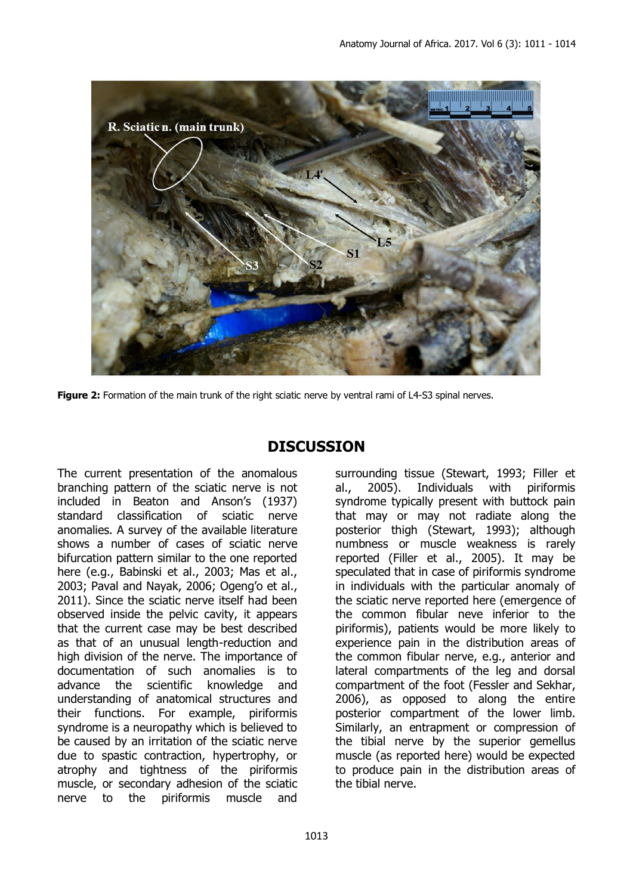**Figure 2:** Formation of the main trunk of the right sciatic nerve by ventral rami of L4-S3 spinal nerves.

## DISCUSSION

The current presentation of the anomalous branching pattern of the sciatic nerve is not included in Beaton and Anson's (1937) standard classification of sciatic nerve anomalies. A survey of the available literature shows a number of cases of sciatic nerve bifurcation pattern similar to the one reported here (e.g., Babinski et al., 2003; Mas et al., 2003; Paval and Nayak, 2006; Ogeng'o et al., 2011). Since the sciatic nerve itself had been observed inside the pelvic cavity, it appears that the current case may be best described as that of an unusual length-reduction and high division of the nerve. The importance of documentation of such anomalies is to advance the scientific knowledge and understanding of anatomical structures and their functions. For example, piriformis syndrome is a neuropathy which is believed to be caused by an irritation of the sciatic nerve due to spastic contraction, hypertrophy, or atrophy and tightness of the piriformis muscle, or secondary adhesion of the sciatic nerve to the piriformis muscle and surrounding tissue (Stewart, 1993; Filler et al., 2005). Individuals with piriformis syndrome typically present with buttock pain that may or may not radiate along the posterior thigh (Stewart, 1993); although numbness or muscle weakness is rarely reported (Filler et al., 2005). It may be speculated that in case of piriformis syndrome in individuals with the particular anomaly of the sciatic nerve reported here (emergence of the common fibular neve inferior to the piriformis), patients would be more likely to experience pain in the distribution areas of the common fibular nerve, e.g., anterior and lateral compartments of the leg and dorsal compartment of the foot (Fessler and Sekhar, 2006), as opposed to along the entire posterior compartment of the lower limb. Similarly, an entrapment or compression of the tibial nerve by the superior gemellus muscle (as reported here) would be expected to produce pain in the distribution areas of the tibial nerve.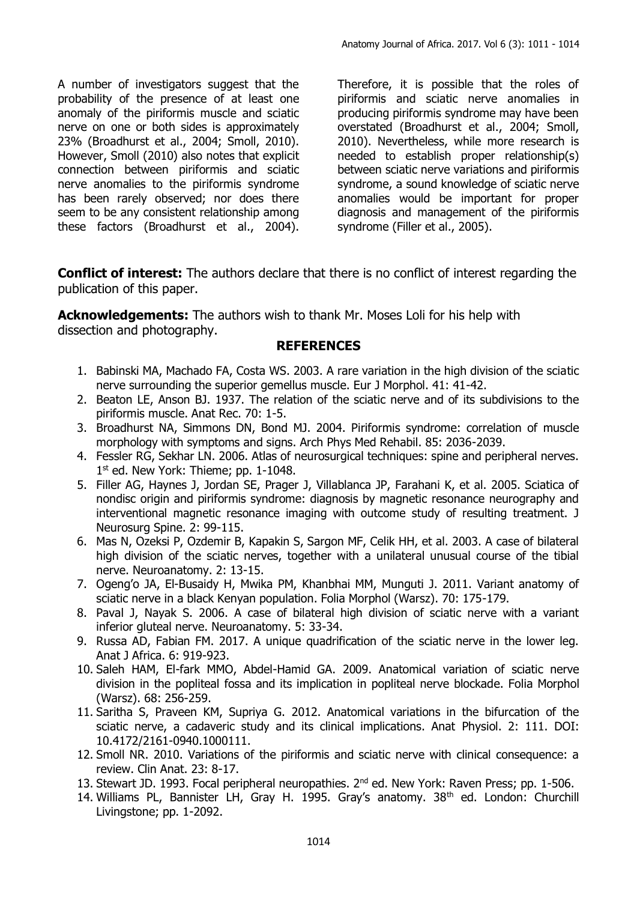A number of investigators suggest that the probability of the presence of at least one anomaly of the piriformis muscle and sciatic nerve on one or both sides is approximately 23% (Broadhurst et al., 2004; Smoll, 2010). However, Smoll (2010) also notes that explicit connection between piriformis and sciatic nerve anomalies to the piriformis syndrome has been rarely observed; nor does there seem to be any consistent relationship among these factors (Broadhurst et al., 2004). Therefore, it is possible that the roles of piriformis and sciatic nerve anomalies in producing piriformis syndrome may have been overstated (Broadhurst et al., 2004; Smoll, 2010). Nevertheless, while more research is needed to establish proper relationship(s) between sciatic nerve variations and piriformis syndrome, a sound knowledge of sciatic nerve anomalies would be important for proper diagnosis and management of the piriformis syndrome (Filler et al., 2005).

**Conflict of interest:** The authors declare that there is no conflict of interest regarding the publication of this paper.

**Acknowledgements:** The authors wish to thank Mr. Moses Loli for his help with dissection and photography.

## REFERENCES

1. Babinski MA, Machado FA, Costa WS. 2003. A rare variation in the high division of the sciatic nerve surrounding the superior gemellus muscle. Eur J Morphol. 41: 41-42.
2. Beaton LE, Anson BJ. 1937. The relation of the sciatic nerve and of its subdivisions to the piriformis muscle. Anat Rec. 70: 1-5.
3. Broadhurst NA, Simmons DN, Bond MJ. 2004. Piriformis syndrome: correlation of muscle morphology with symptoms and signs. Arch Phys Med Rehabil. 85: 2036-2039.
4. Fessler RG, Sekhar LN. 2006. Atlas of neurosurgical techniques: spine and peripheral nerves. 1st ed. New York: Thieme; pp. 1-1048.
5. Filler AG, Haynes J, Jordan SE, Prager J, Villablanca JP, Farahani K, et al. 2005. Sciatica of nondisc origin and piriformis syndrome: diagnosis by magnetic resonance neurography and interventional magnetic resonance imaging with outcome study of resulting treatment. J Neurosurg Spine. 2: 99-115.
6. Mas N, Ozeksi P, Ozdemir B, Kapakin S, Sargon MF, Celik HH, et al. 2003. A case of bilateral high division of the sciatic nerves, together with a unilateral unusual course of the tibial nerve. Neuroanatomy. 2: 13-15.
7. Ogeng'o JA, El-Busaidy H, Mwika PM, Khanbhai MM, Munguti J. 2011. Variant anatomy of sciatic nerve in a black Kenyan population. Folia Morphol (Warsz). 70: 175-179.
8. Paval J, Nayak S. 2006. A case of bilateral high division of sciatic nerve with a variant inferior gluteal nerve. Neuroanatomy. 5: 33-34.
9. Russa AD, Fabian FM. 2017. A unique quadrification of the sciatic nerve in the lower leg. Anat J Africa. 6: 919-923.
10. Saleh HAM, El-fark MMO, Abdel-Hamid GA. 2009. Anatomical variation of sciatic nerve division in the popliteal fossa and its implication in popliteal nerve blockade. Folia Morphol (Warsz). 68: 256-259.
11. Saritha S, Praveen KM, Supriya G. 2012. Anatomical variations in the bifurcation of the sciatic nerve, a cadaveric study and its clinical implications. Anat Physiol. 2: 111. DOI: 10.4172/2161-0940.1000111.
12. Smoll NR. 2010. Variations of the piriformis and sciatic nerve with clinical consequence: a review. Clin Anat. 23: 8-17.
13. Stewart JD. 1993. Focal peripheral neuropathies. 2nd ed. New York: Raven Press; pp. 1-506.
14. Williams PL, Bannister LH, Gray H. 1995. Gray's anatomy. 38th ed. London: Churchill Livingstone; pp. 1-2092.